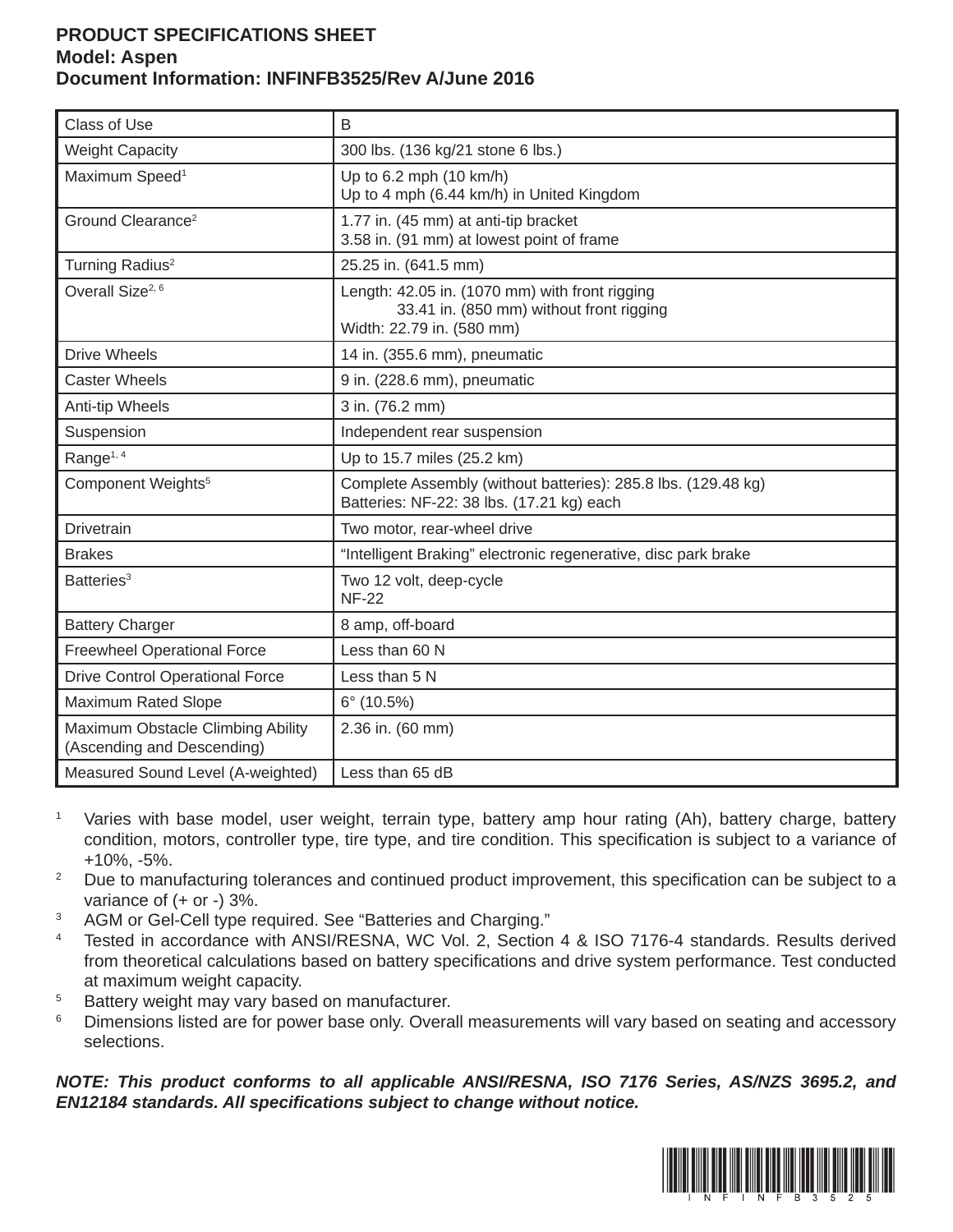**PRODUCT SPECIFICATIONS SHEET**
**Model: Aspen**
**Document Information: INFINFB3525/Rev A/June 2016**

| | |
|---|---|
| Class of Use | B |
| Weight Capacity | 300 lbs. (136 kg/21 stone 6 lbs.) |
| Maximum Speed[1] | Up to 6.2 mph (10 km/h)<br>Up to 4 mph (6.44 km/h) in United Kingdom |
| Ground Clearance[2] | 1.77 in. (45 mm) at anti-tip bracket<br>3.58 in. (91 mm) at lowest point of frame |
| Turning Radius[2] | 25.25 in. (641.5 mm) |
| Overall Size[2, 6] | Length: 42.05 in. (1070 mm) with front rigging<br>33.41 in. (850 mm) without front rigging<br>Width: 22.79 in. (580 mm) |
| Drive Wheels | 14 in. (355.6 mm), pneumatic |
| Caster Wheels | 9 in. (228.6 mm), pneumatic |
| Anti-tip Wheels | 3 in. (76.2 mm) |
| Suspension | Independent rear suspension |
| Range[1, 4] | Up to 15.7 miles (25.2 km) |
| Component Weights[5] | Complete Assembly (without batteries): 285.8 lbs. (129.48 kg)<br>Batteries: NF-22: 38 lbs. (17.21 kg) each |
| Drivetrain | Two motor, rear-wheel drive |
| Brakes | "Intelligent Braking" electronic regenerative, disc park brake |
| Batteries[3] | Two 12 volt, deep-cycle<br>NF-22 |
| Battery Charger | 8 amp, off-board |
| Freewheel Operational Force | Less than 60 N |
| Drive Control Operational Force | Less than 5 N |
| Maximum Rated Slope | 6° (10.5%) |
| Maximum Obstacle Climbing Ability (Ascending and Descending) | 2.36 in. (60 mm) |
| Measured Sound Level (A-weighted) | Less than 65 dB |

[1] Varies with base model, user weight, terrain type, battery amp hour rating (Ah), battery charge, battery condition, motors, controller type, tire type, and tire condition. This specification is subject to a variance of +10%, -5%.

[2] Due to manufacturing tolerances and continued product improvement, this specification can be subject to a variance of (+ or -) 3%.

[3] AGM or Gel-Cell type required. See "Batteries and Charging."

[4] Tested in accordance with ANSI/RESNA, WC Vol. 2, Section 4 & ISO 7176-4 standards. Results derived from theoretical calculations based on battery specifications and drive system performance. Test conducted at maximum weight capacity.

[5] Battery weight may vary based on manufacturer.

[6] Dimensions listed are for power base only. Overall measurements will vary based on seating and accessory selections.

***NOTE: This product conforms to all applicable ANSI/RESNA, ISO 7176 Series, AS/NZS 3695.2, and EN12184 standards. All specifications subject to change without notice.***

INFINFB3525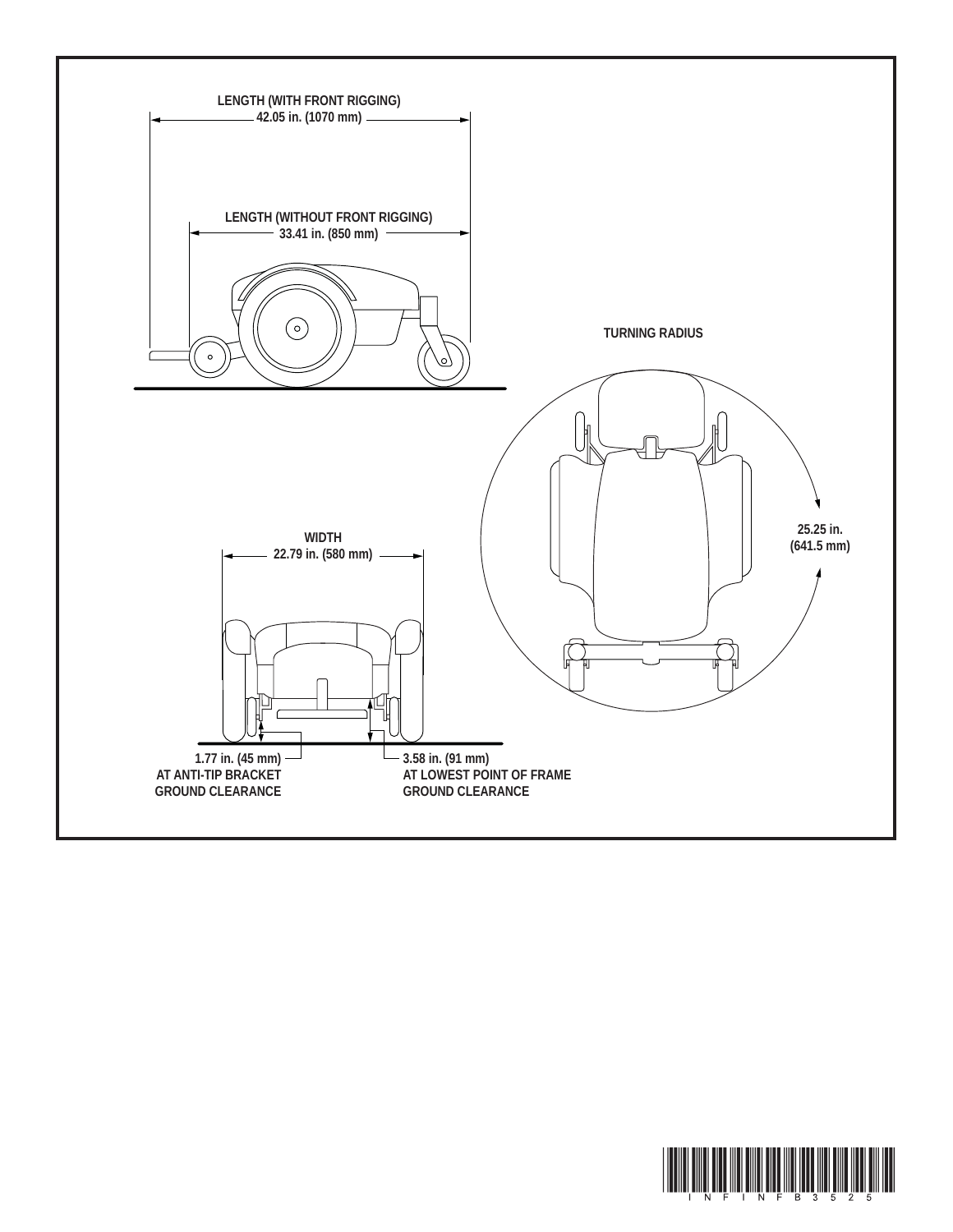LENGTH (WITH FRONT RIGGING)
42.05 in. (1070 mm)

LENGTH (WITHOUT FRONT RIGGING)
33.41 in. (850 mm)

TURNING RADIUS

25.25 in.
(641.5 mm)

WIDTH
22.79 in. (580 mm)

1.77 in. (45 mm)
AT ANTI-TIP BRACKET
GROUND CLEARANCE

3.58 in. (91 mm)
AT LOWEST POINT OF FRAME
GROUND CLEARANCE

INFINFB3525